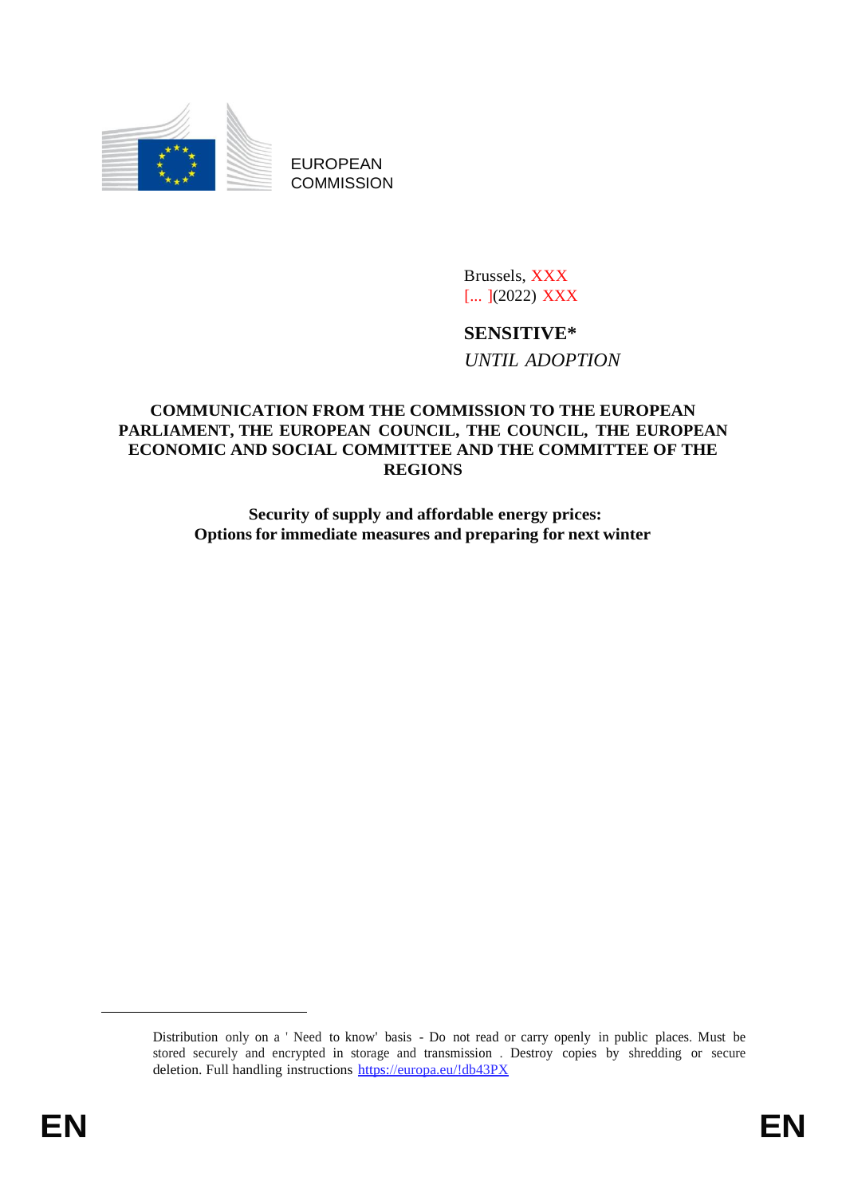EUROPEAN COMMISSION

Brussels, XXX
[... ](2022) XXX

**SENSITIVE***
*UNTIL ADOPTION*

**COMMUNICATION FROM THE COMMISSION TO THE EUROPEAN PARLIAMENT, THE EUROPEAN COUNCIL, THE COUNCIL, THE EUROPEAN ECONOMIC AND SOCIAL COMMITTEE AND THE COMMITTEE OF THE REGIONS**

**Security of supply and affordable energy prices: Options for immediate measures and preparing for next winter**

Distribution only on a ' Need to know' basis - Do not read or carry openly in public places. Must be stored securely and encrypted in storage and transmission . Destroy copies by shredding or secure deletion. Full handling instructions https://europa.eu/!db43PX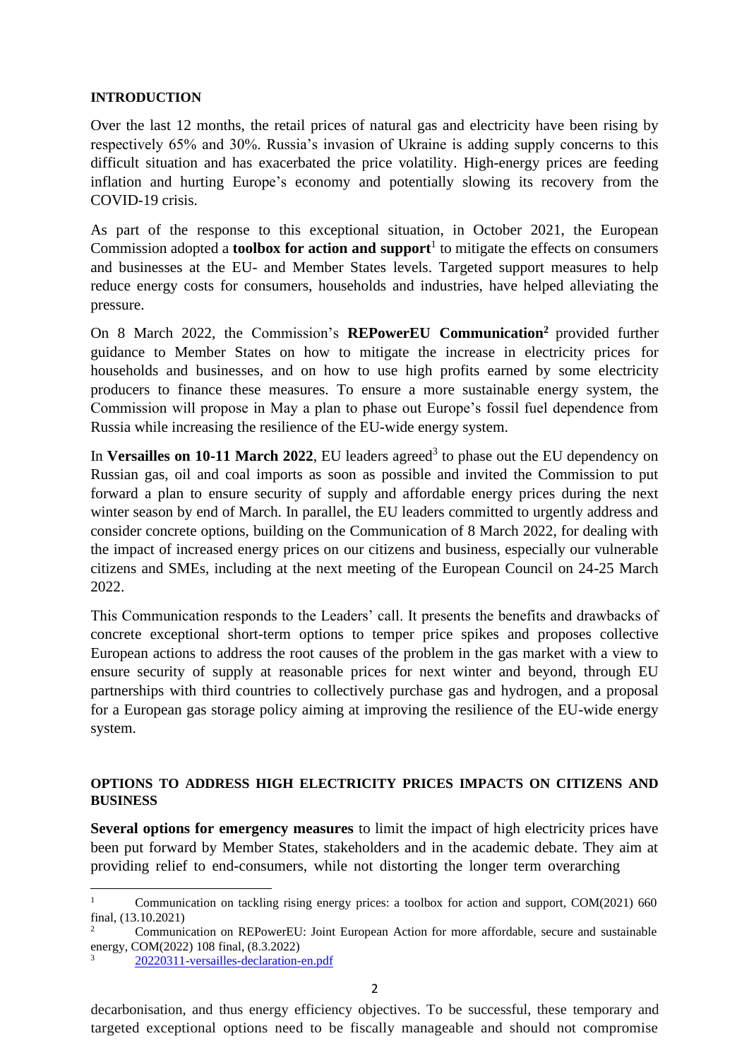**INTRODUCTION**

Over the last 12 months, the retail prices of natural gas and electricity have been rising by respectively 65% and 30%. Russia's invasion of Ukraine is adding supply concerns to this difficult situation and has exacerbated the price volatility. High-energy prices are feeding inflation and hurting Europe's economy and potentially slowing its recovery from the COVID-19 crisis.

As part of the response to this exceptional situation, in October 2021, the European Commission adopted a **toolbox for action and support**[1] to mitigate the effects on consumers and businesses at the EU- and Member States levels. Targeted support measures to help reduce energy costs for consumers, households and industries, have helped alleviating the pressure.

On 8 March 2022, the Commission's **REPowerEU Communication**[2] provided further guidance to Member States on how to mitigate the increase in electricity prices for households and businesses, and on how to use high profits earned by some electricity producers to finance these measures. To ensure a more sustainable energy system, the Commission will propose in May a plan to phase out Europe's fossil fuel dependence from Russia while increasing the resilience of the EU-wide energy system.

In **Versailles on 10-11 March 2022**, EU leaders agreed[3] to phase out the EU dependency on Russian gas, oil and coal imports as soon as possible and invited the Commission to put forward a plan to ensure security of supply and affordable energy prices during the next winter season by end of March. In parallel, the EU leaders committed to urgently address and consider concrete options, building on the Communication of 8 March 2022, for dealing with the impact of increased energy prices on our citizens and business, especially our vulnerable citizens and SMEs, including at the next meeting of the European Council on 24-25 March 2022.

This Communication responds to the Leaders' call. It presents the benefits and drawbacks of concrete exceptional short-term options to temper price spikes and proposes collective European actions to address the root causes of the problem in the gas market with a view to ensure security of supply at reasonable prices for next winter and beyond, through EU partnerships with third countries to collectively purchase gas and hydrogen, and a proposal for a European gas storage policy aiming at improving the resilience of the EU-wide energy system.

**OPTIONS TO ADDRESS HIGH ELECTRICITY PRICES IMPACTS ON CITIZENS AND BUSINESS**

**Several options for emergency measures** to limit the impact of high electricity prices have been put forward by Member States, stakeholders and in the academic debate. They aim at providing relief to end-consumers, while not distorting the longer term overarching decarbonisation, and thus energy efficiency objectives. To be successful, these temporary and targeted exceptional options need to be fiscally manageable and should not compromise

[1] Communication on tackling rising energy prices: a toolbox for action and support, COM(2021) 660 final, (13.10.2021)

[2] Communication on REPowerEU: Joint European Action for more affordable, secure and sustainable energy, COM(2022) 108 final, (8.3.2022)

[3] 20220311-versailles-declaration-en.pdf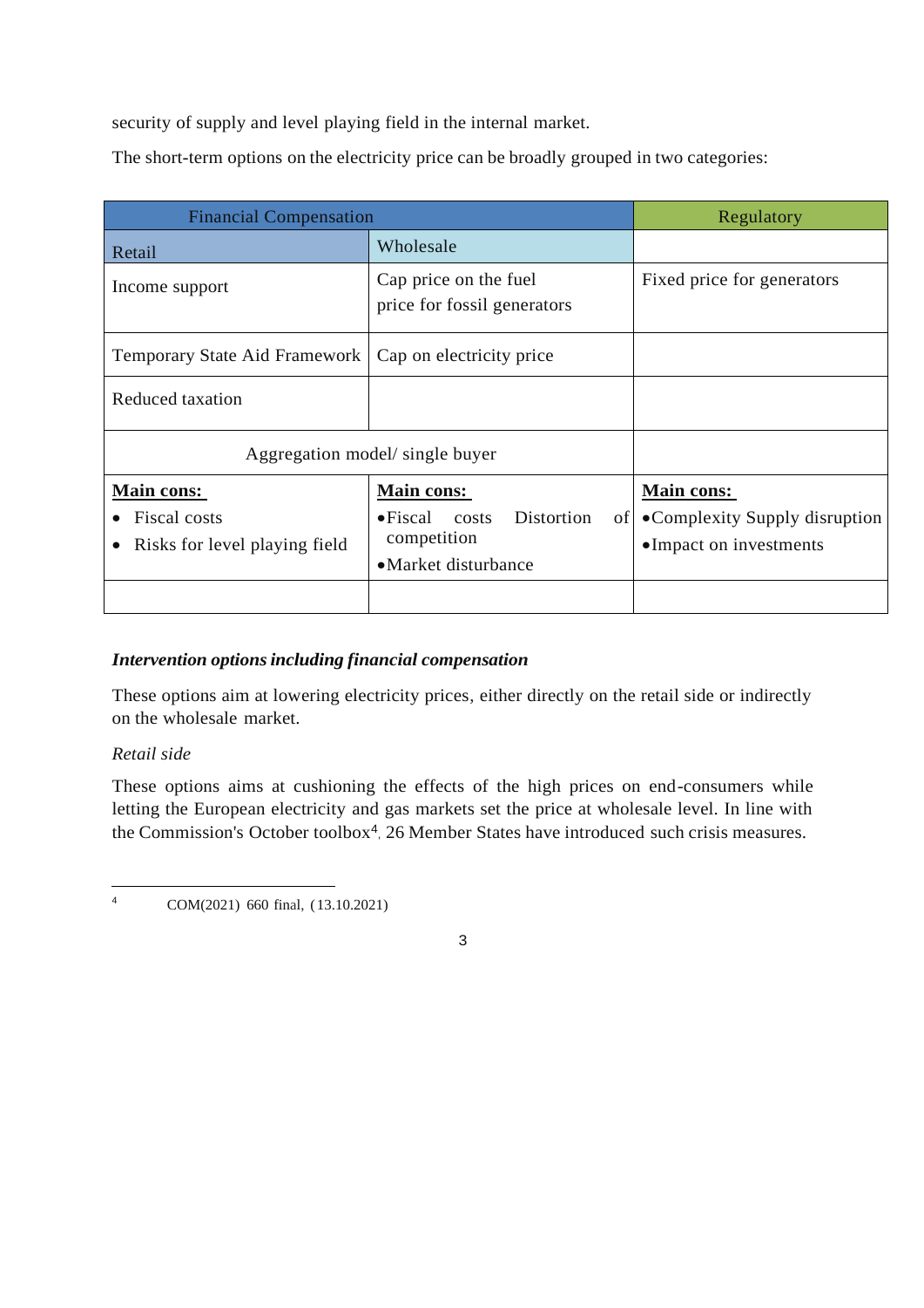security of supply and level playing field in the internal market.

The short-term options on the electricity price can be broadly grouped in two categories:

| Financial Compensation | | Regulatory |
|---|---|---|
| Retail | Wholesale | |
| Income support | Cap price on the fuel price for fossil generators | Fixed price for generators |
| Temporary State Aid Framework | Cap on electricity price | |
| Reduced taxation | | |
| Aggregation model/ single buyer | | |
| **Main cons:**<br>• Fiscal costs<br>• Risks for level playing field | **Main cons:**<br>• Fiscal costs Distortion of competition<br>• Market disturbance | **Main cons:**<br>• Complexity Supply disruption<br>• Impact on investments |
| | | |

***Intervention options including financial compensation***

These options aim at lowering electricity prices, either directly on the retail side or indirectly on the wholesale market.

*Retail side*

These options aims at cushioning the effects of the high prices on end-consumers while letting the European electricity and gas markets set the price at wholesale level. In line with the Commission's October toolbox[4], 26 Member States have introduced such crisis measures.

[4] COM(2021) 660 final, (13.10.2021)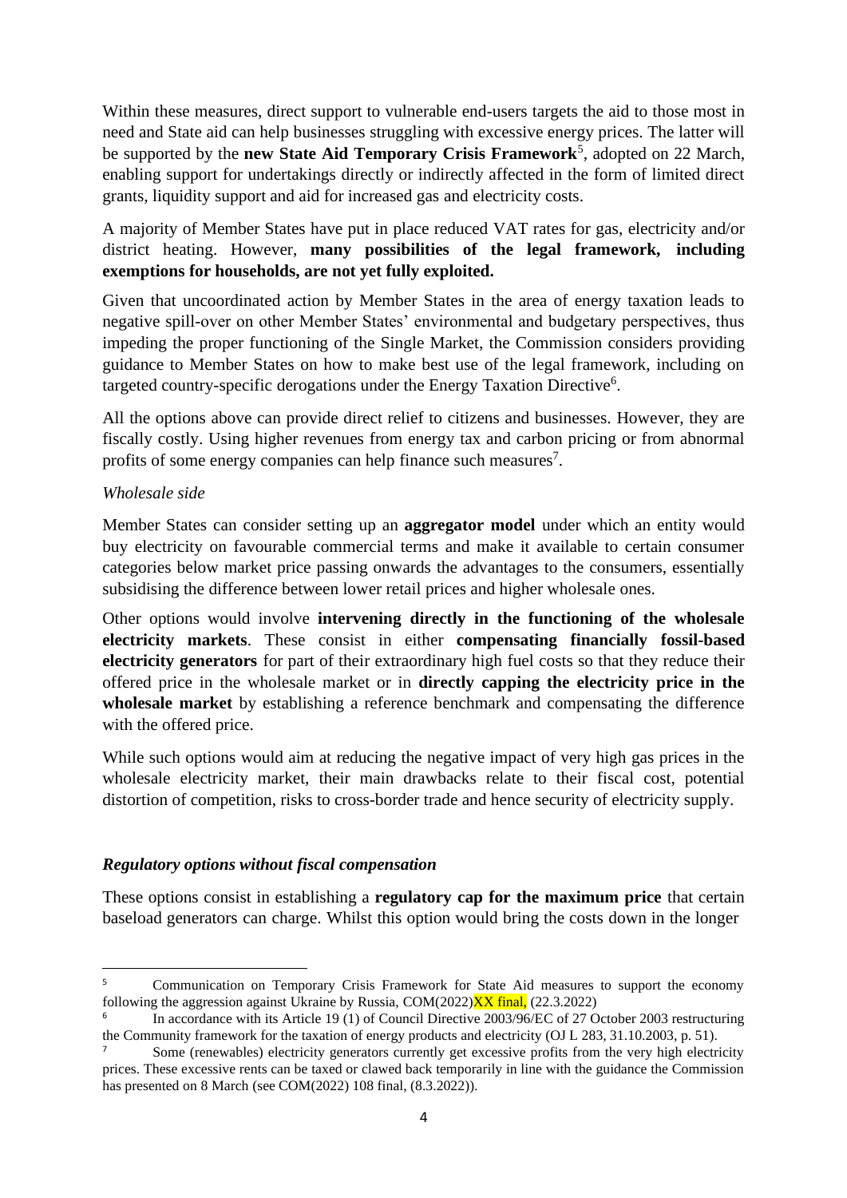Within these measures, direct support to vulnerable end-users targets the aid to those most in need and State aid can help businesses struggling with excessive energy prices. The latter will be supported by the **new State Aid Temporary Crisis Framework**[5], adopted on 22 March, enabling support for undertakings directly or indirectly affected in the form of limited direct grants, liquidity support and aid for increased gas and electricity costs.

A majority of Member States have put in place reduced VAT rates for gas, electricity and/or district heating. However, **many possibilities of the legal framework, including exemptions for households, are not yet fully exploited.**

Given that uncoordinated action by Member States in the area of energy taxation leads to negative spill-over on other Member States' environmental and budgetary perspectives, thus impeding the proper functioning of the Single Market, the Commission considers providing guidance to Member States on how to make best use of the legal framework, including on targeted country-specific derogations under the Energy Taxation Directive[6].

All the options above can provide direct relief to citizens and businesses. However, they are fiscally costly. Using higher revenues from energy tax and carbon pricing or from abnormal profits of some energy companies can help finance such measures[7].

*Wholesale side*

Member States can consider setting up an **aggregator model** under which an entity would buy electricity on favourable commercial terms and make it available to certain consumer categories below market price passing onwards the advantages to the consumers, essentially subsidising the difference between lower retail prices and higher wholesale ones.

Other options would involve **intervening directly in the functioning of the wholesale electricity markets**. These consist in either **compensating financially fossil-based electricity generators** for part of their extraordinary high fuel costs so that they reduce their offered price in the wholesale market or in **directly capping the electricity price in the wholesale market** by establishing a reference benchmark and compensating the difference with the offered price.

While such options would aim at reducing the negative impact of very high gas prices in the wholesale electricity market, their main drawbacks relate to their fiscal cost, potential distortion of competition, risks to cross-border trade and hence security of electricity supply.

***Regulatory options without fiscal compensation***

These options consist in establishing a **regulatory cap for the maximum price** that certain baseload generators can charge. Whilst this option would bring the costs down in the longer

---

[5] Communication on Temporary Crisis Framework for State Aid measures to support the economy following the aggression against Ukraine by Russia, COM(2022)XX final, (22.3.2022)

[6] In accordance with its Article 19 (1) of Council Directive 2003/96/EC of 27 October 2003 restructuring the Community framework for the taxation of energy products and electricity (OJ L 283, 31.10.2003, p. 51).

[7] Some (renewables) electricity generators currently get excessive profits from the very high electricity prices. These excessive rents can be taxed or clawed back temporarily in line with the guidance the Commission has presented on 8 March (see COM(2022) 108 final, (8.3.2022)).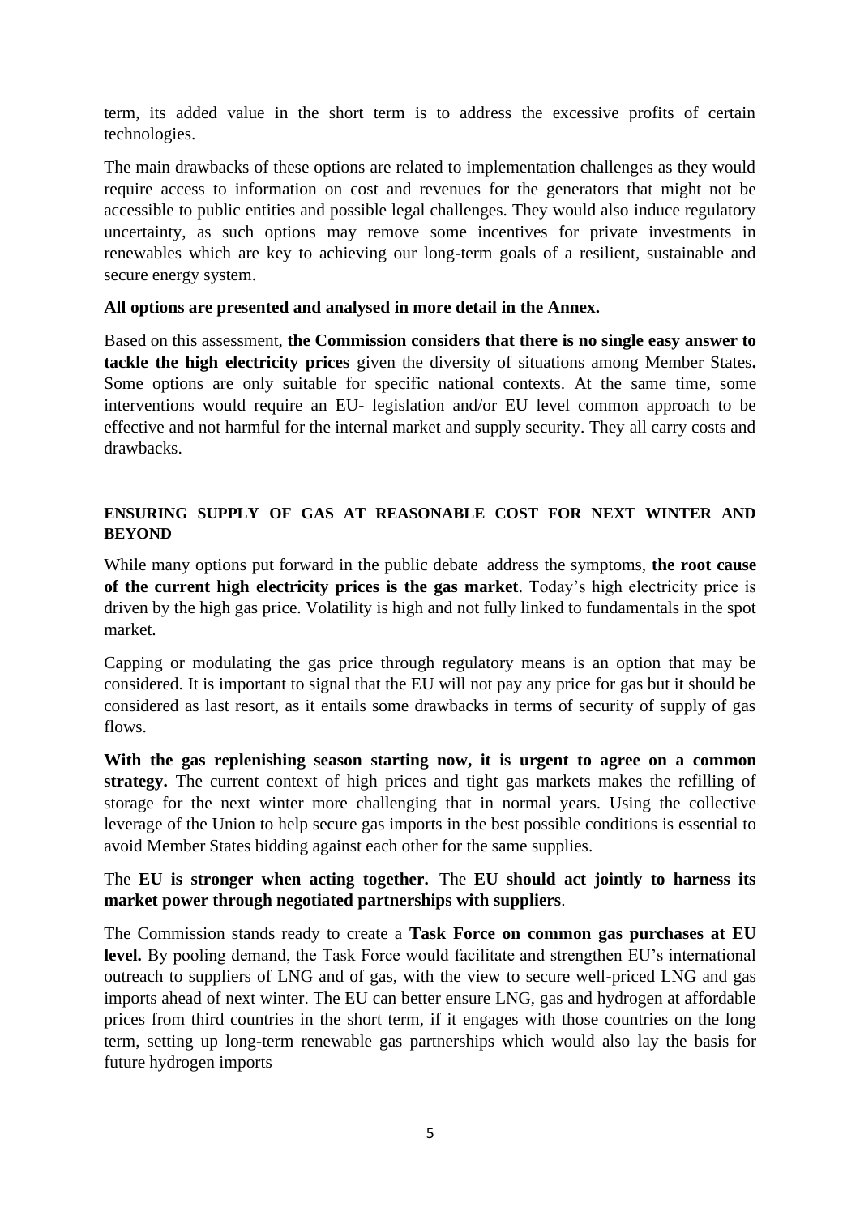term, its added value in the short term is to address the excessive profits of certain technologies.

The main drawbacks of these options are related to implementation challenges as they would require access to information on cost and revenues for the generators that might not be accessible to public entities and possible legal challenges. They would also induce regulatory uncertainty, as such options may remove some incentives for private investments in renewables which are key to achieving our long-term goals of a resilient, sustainable and secure energy system.

**All options are presented and analysed in more detail in the Annex.**

Based on this assessment, **the Commission considers that there is no single easy answer to tackle the high electricity prices** given the diversity of situations among Member States**.** Some options are only suitable for specific national contexts. At the same time, some interventions would require an EU- legislation and/or EU level common approach to be effective and not harmful for the internal market and supply security. They all carry costs and drawbacks.

**ENSURING SUPPLY OF GAS AT REASONABLE COST FOR NEXT WINTER AND BEYOND**

While many options put forward in the public debate address the symptoms, **the root cause of the current high electricity prices is the gas market**. Today's high electricity price is driven by the high gas price. Volatility is high and not fully linked to fundamentals in the spot market.

Capping or modulating the gas price through regulatory means is an option that may be considered. It is important to signal that the EU will not pay any price for gas but it should be considered as last resort, as it entails some drawbacks in terms of security of supply of gas flows.

**With the gas replenishing season starting now, it is urgent to agree on a common strategy.** The current context of high prices and tight gas markets makes the refilling of storage for the next winter more challenging that in normal years. Using the collective leverage of the Union to help secure gas imports in the best possible conditions is essential to avoid Member States bidding against each other for the same supplies.

The **EU is stronger when acting together.** The **EU should act jointly to harness its market power through negotiated partnerships with suppliers**.

The Commission stands ready to create a **Task Force on common gas purchases at EU level.** By pooling demand, the Task Force would facilitate and strengthen EU's international outreach to suppliers of LNG and of gas, with the view to secure well-priced LNG and gas imports ahead of next winter. The EU can better ensure LNG, gas and hydrogen at affordable prices from third countries in the short term, if it engages with those countries on the long term, setting up long-term renewable gas partnerships which would also lay the basis for future hydrogen imports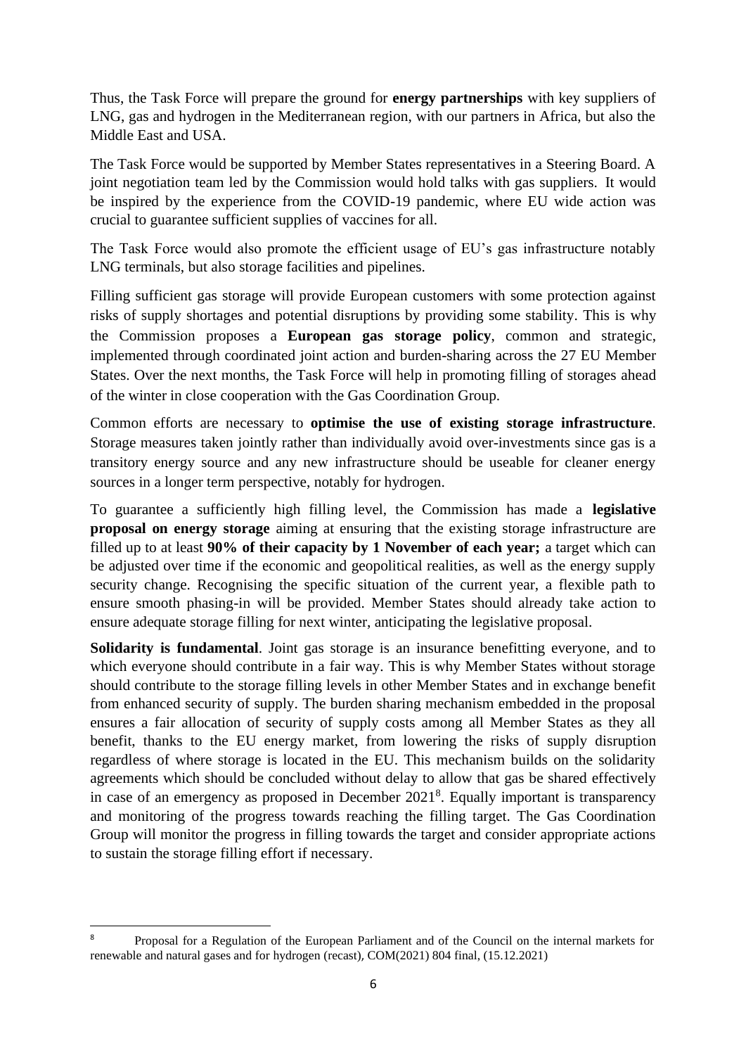Thus, the Task Force will prepare the ground for **energy partnerships** with key suppliers of LNG, gas and hydrogen in the Mediterranean region, with our partners in Africa, but also the Middle East and USA.

The Task Force would be supported by Member States representatives in a Steering Board. A joint negotiation team led by the Commission would hold talks with gas suppliers. It would be inspired by the experience from the COVID-19 pandemic, where EU wide action was crucial to guarantee sufficient supplies of vaccines for all.

The Task Force would also promote the efficient usage of EU's gas infrastructure notably LNG terminals, but also storage facilities and pipelines.

Filling sufficient gas storage will provide European customers with some protection against risks of supply shortages and potential disruptions by providing some stability. This is why the Commission proposes a **European gas storage policy**, common and strategic, implemented through coordinated joint action and burden-sharing across the 27 EU Member States. Over the next months, the Task Force will help in promoting filling of storages ahead of the winter in close cooperation with the Gas Coordination Group.

Common efforts are necessary to **optimise the use of existing storage infrastructure**. Storage measures taken jointly rather than individually avoid over-investments since gas is a transitory energy source and any new infrastructure should be useable for cleaner energy sources in a longer term perspective, notably for hydrogen.

To guarantee a sufficiently high filling level, the Commission has made a **legislative proposal on energy storage** aiming at ensuring that the existing storage infrastructure are filled up to at least **90% of their capacity by 1 November of each year;** a target which can be adjusted over time if the economic and geopolitical realities, as well as the energy supply security change. Recognising the specific situation of the current year, a flexible path to ensure smooth phasing-in will be provided. Member States should already take action to ensure adequate storage filling for next winter, anticipating the legislative proposal.

**Solidarity is fundamental**. Joint gas storage is an insurance benefitting everyone, and to which everyone should contribute in a fair way. This is why Member States without storage should contribute to the storage filling levels in other Member States and in exchange benefit from enhanced security of supply. The burden sharing mechanism embedded in the proposal ensures a fair allocation of security of supply costs among all Member States as they all benefit, thanks to the EU energy market, from lowering the risks of supply disruption regardless of where storage is located in the EU. This mechanism builds on the solidarity agreements which should be concluded without delay to allow that gas be shared effectively in case of an emergency as proposed in December 2021[8]. Equally important is transparency and monitoring of the progress towards reaching the filling target. The Gas Coordination Group will monitor the progress in filling towards the target and consider appropriate actions to sustain the storage filling effort if necessary.

---

[8] Proposal for a Regulation of the European Parliament and of the Council on the internal markets for renewable and natural gases and for hydrogen (recast), COM(2021) 804 final, (15.12.2021)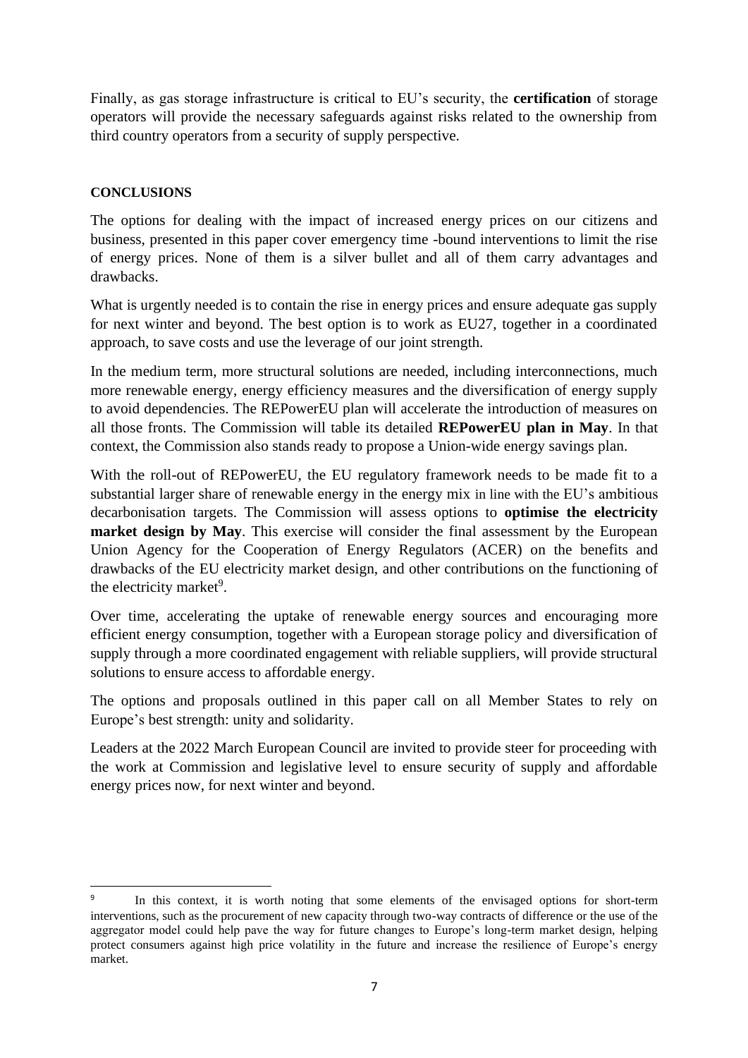Finally, as gas storage infrastructure is critical to EU's security, the **certification** of storage operators will provide the necessary safeguards against risks related to the ownership from third country operators from a security of supply perspective.

## CONCLUSIONS

The options for dealing with the impact of increased energy prices on our citizens and business, presented in this paper cover emergency time -bound interventions to limit the rise of energy prices. None of them is a silver bullet and all of them carry advantages and drawbacks.

What is urgently needed is to contain the rise in energy prices and ensure adequate gas supply for next winter and beyond. The best option is to work as EU27, together in a coordinated approach, to save costs and use the leverage of our joint strength.

In the medium term, more structural solutions are needed, including interconnections, much more renewable energy, energy efficiency measures and the diversification of energy supply to avoid dependencies. The REPowerEU plan will accelerate the introduction of measures on all those fronts. The Commission will table its detailed **REPowerEU plan in May**. In that context, the Commission also stands ready to propose a Union-wide energy savings plan.

With the roll-out of REPowerEU, the EU regulatory framework needs to be made fit to a substantial larger share of renewable energy in the energy mix in line with the EU's ambitious decarbonisation targets. The Commission will assess options to **optimise the electricity market design by May**. This exercise will consider the final assessment by the European Union Agency for the Cooperation of Energy Regulators (ACER) on the benefits and drawbacks of the EU electricity market design, and other contributions on the functioning of the electricity market[9].

Over time, accelerating the uptake of renewable energy sources and encouraging more efficient energy consumption, together with a European storage policy and diversification of supply through a more coordinated engagement with reliable suppliers, will provide structural solutions to ensure access to affordable energy.

The options and proposals outlined in this paper call on all Member States to rely on Europe's best strength: unity and solidarity.

Leaders at the 2022 March European Council are invited to provide steer for proceeding with the work at Commission and legislative level to ensure security of supply and affordable energy prices now, for next winter and beyond.

---

[9] In this context, it is worth noting that some elements of the envisaged options for short-term interventions, such as the procurement of new capacity through two-way contracts of difference or the use of the aggregator model could help pave the way for future changes to Europe's long-term market design, helping protect consumers against high price volatility in the future and increase the resilience of Europe's energy market.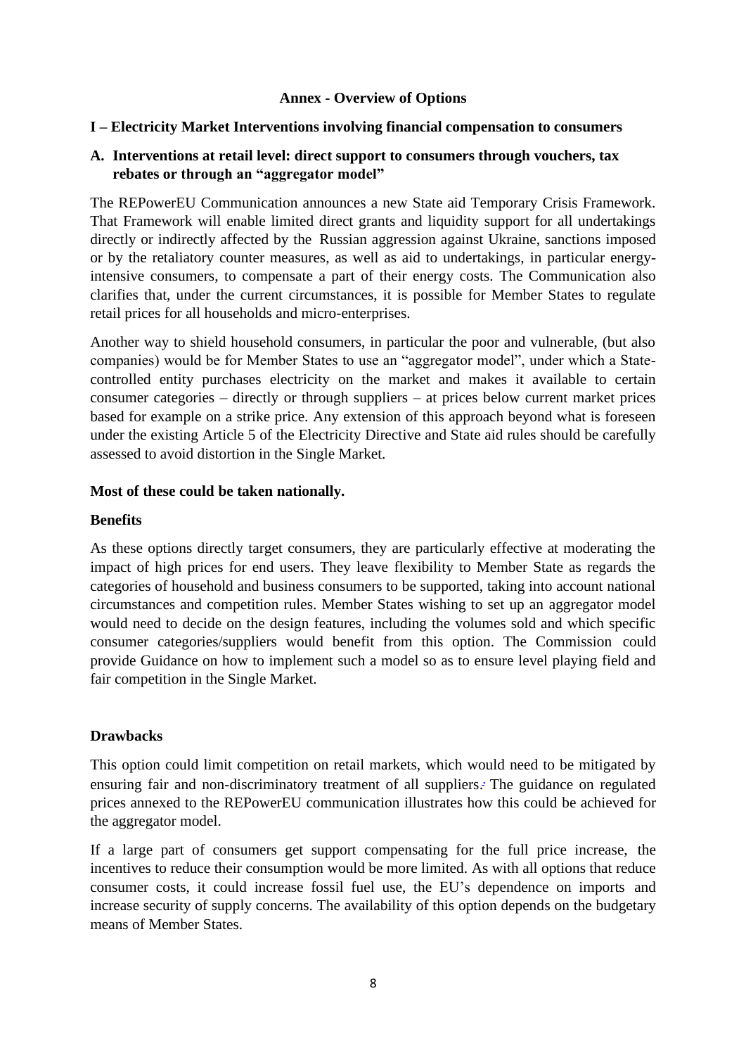# Annex - Overview of Options

## I – Electricity Market Interventions involving financial compensation to consumers

### A. Interventions at retail level: direct support to consumers through vouchers, tax rebates or through an "aggregator model"

The REPowerEU Communication announces a new State aid Temporary Crisis Framework. That Framework will enable limited direct grants and liquidity support for all undertakings directly or indirectly affected by the Russian aggression against Ukraine, sanctions imposed or by the retaliatory counter measures, as well as aid to undertakings, in particular energy-intensive consumers, to compensate a part of their energy costs. The Communication also clarifies that, under the current circumstances, it is possible for Member States to regulate retail prices for all households and micro-enterprises.

Another way to shield household consumers, in particular the poor and vulnerable, (but also companies) would be for Member States to use an "aggregator model", under which a State-controlled entity purchases electricity on the market and makes it available to certain consumer categories – directly or through suppliers – at prices below current market prices based for example on a strike price. Any extension of this approach beyond what is foreseen under the existing Article 5 of the Electricity Directive and State aid rules should be carefully assessed to avoid distortion in the Single Market.

**Most of these could be taken nationally.**

**Benefits**

As these options directly target consumers, they are particularly effective at moderating the impact of high prices for end users. They leave flexibility to Member State as regards the categories of household and business consumers to be supported, taking into account national circumstances and competition rules. Member States wishing to set up an aggregator model would need to decide on the design features, including the volumes sold and which specific consumer categories/suppliers would benefit from this option. The Commission could provide Guidance on how to implement such a model so as to ensure level playing field and fair competition in the Single Market.

**Drawbacks**

This option could limit competition on retail markets, which would need to be mitigated by ensuring fair and non-discriminatory treatment of all suppliers. The guidance on regulated prices annexed to the REPowerEU communication illustrates how this could be achieved for the aggregator model.

If a large part of consumers get support compensating for the full price increase, the incentives to reduce their consumption would be more limited. As with all options that reduce consumer costs, it could increase fossil fuel use, the EU's dependence on imports and increase security of supply concerns. The availability of this option depends on the budgetary means of Member States.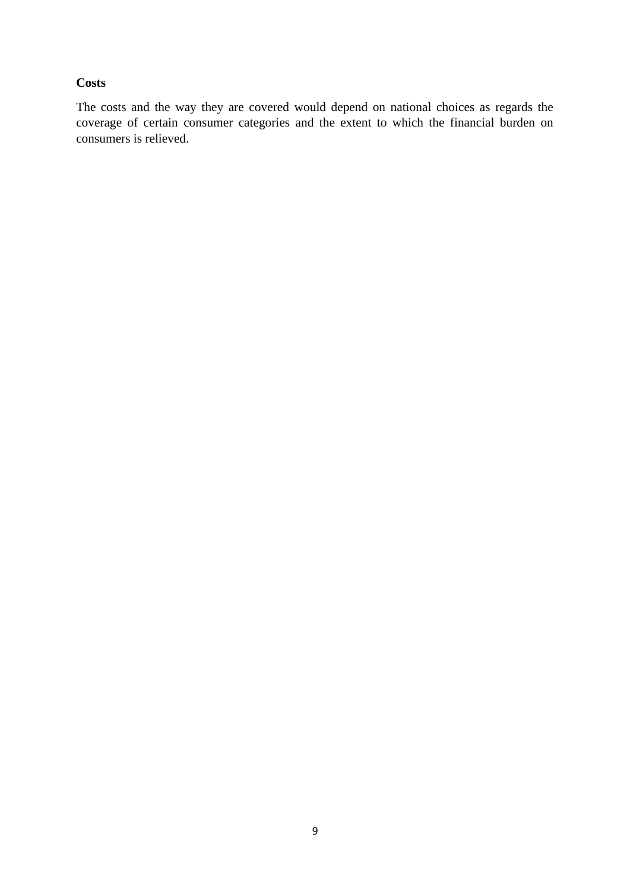**Costs**

The costs and the way they are covered would depend on national choices as regards the coverage of certain consumer categories and the extent to which the financial burden on consumers is relieved.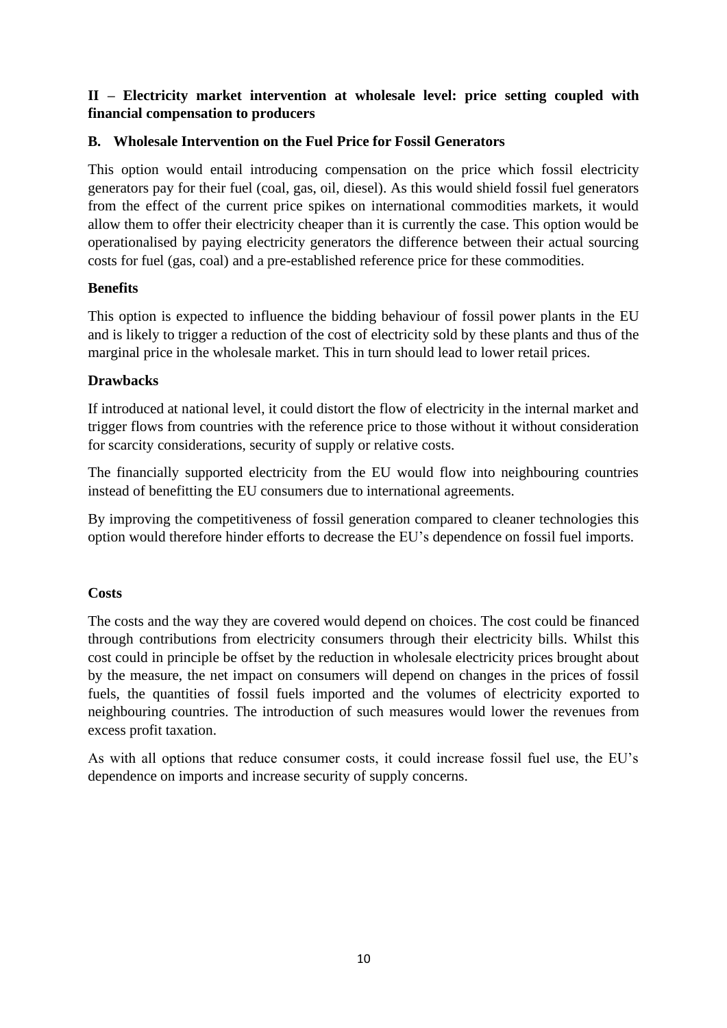## II – Electricity market intervention at wholesale level: price setting coupled with financial compensation to producers

### B. Wholesale Intervention on the Fuel Price for Fossil Generators

This option would entail introducing compensation on the price which fossil electricity generators pay for their fuel (coal, gas, oil, diesel). As this would shield fossil fuel generators from the effect of the current price spikes on international commodities markets, it would allow them to offer their electricity cheaper than it is currently the case. This option would be operationalised by paying electricity generators the difference between their actual sourcing costs for fuel (gas, coal) and a pre-established reference price for these commodities.

**Benefits**

This option is expected to influence the bidding behaviour of fossil power plants in the EU and is likely to trigger a reduction of the cost of electricity sold by these plants and thus of the marginal price in the wholesale market. This in turn should lead to lower retail prices.

**Drawbacks**

If introduced at national level, it could distort the flow of electricity in the internal market and trigger flows from countries with the reference price to those without it without consideration for scarcity considerations, security of supply or relative costs.

The financially supported electricity from the EU would flow into neighbouring countries instead of benefitting the EU consumers due to international agreements.

By improving the competitiveness of fossil generation compared to cleaner technologies this option would therefore hinder efforts to decrease the EU's dependence on fossil fuel imports.

**Costs**

The costs and the way they are covered would depend on choices. The cost could be financed through contributions from electricity consumers through their electricity bills. Whilst this cost could in principle be offset by the reduction in wholesale electricity prices brought about by the measure, the net impact on consumers will depend on changes in the prices of fossil fuels, the quantities of fossil fuels imported and the volumes of electricity exported to neighbouring countries. The introduction of such measures would lower the revenues from excess profit taxation.

As with all options that reduce consumer costs, it could increase fossil fuel use, the EU's dependence on imports and increase security of supply concerns.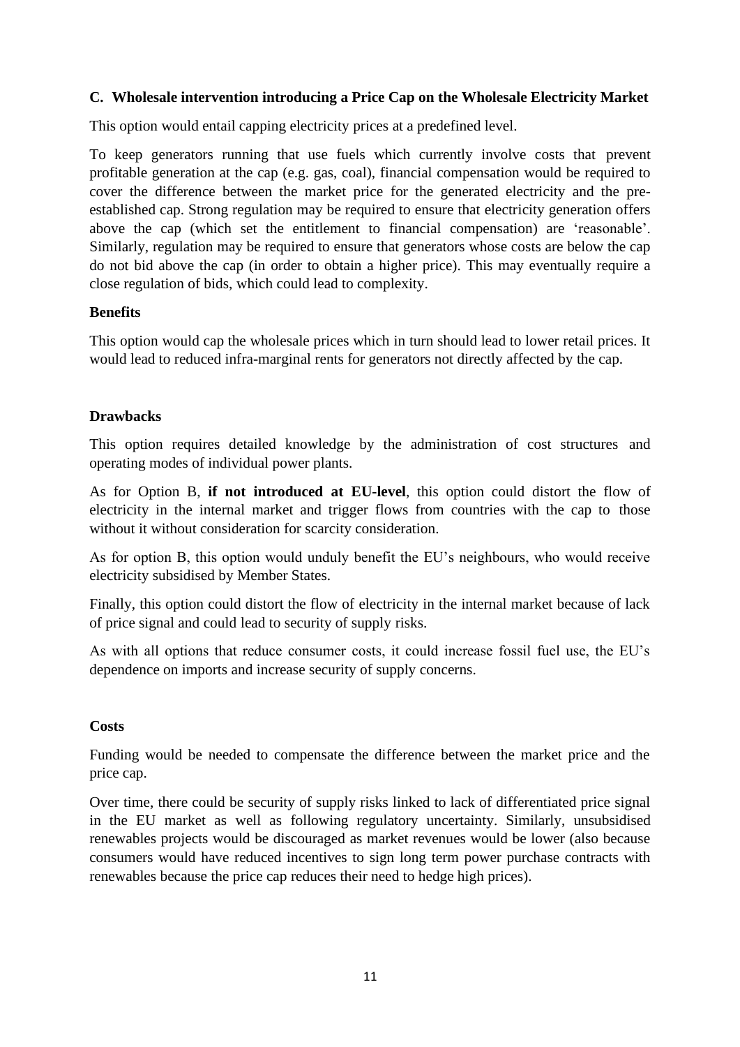### C. Wholesale intervention introducing a Price Cap on the Wholesale Electricity Market

This option would entail capping electricity prices at a predefined level.

To keep generators running that use fuels which currently involve costs that prevent profitable generation at the cap (e.g. gas, coal), financial compensation would be required to cover the difference between the market price for the generated electricity and the pre-established cap. Strong regulation may be required to ensure that electricity generation offers above the cap (which set the entitlement to financial compensation) are 'reasonable'. Similarly, regulation may be required to ensure that generators whose costs are below the cap do not bid above the cap (in order to obtain a higher price). This may eventually require a close regulation of bids, which could lead to complexity.

**Benefits**

This option would cap the wholesale prices which in turn should lead to lower retail prices. It would lead to reduced infra-marginal rents for generators not directly affected by the cap.

**Drawbacks**

This option requires detailed knowledge by the administration of cost structures and operating modes of individual power plants.

As for Option B, **if not introduced at EU-level**, this option could distort the flow of electricity in the internal market and trigger flows from countries with the cap to those without it without consideration for scarcity consideration.

As for option B, this option would unduly benefit the EU's neighbours, who would receive electricity subsidised by Member States.

Finally, this option could distort the flow of electricity in the internal market because of lack of price signal and could lead to security of supply risks.

As with all options that reduce consumer costs, it could increase fossil fuel use, the EU's dependence on imports and increase security of supply concerns.

**Costs**

Funding would be needed to compensate the difference between the market price and the price cap.

Over time, there could be security of supply risks linked to lack of differentiated price signal in the EU market as well as following regulatory uncertainty. Similarly, unsubsidised renewables projects would be discouraged as market revenues would be lower (also because consumers would have reduced incentives to sign long term power purchase contracts with renewables because the price cap reduces their need to hedge high prices).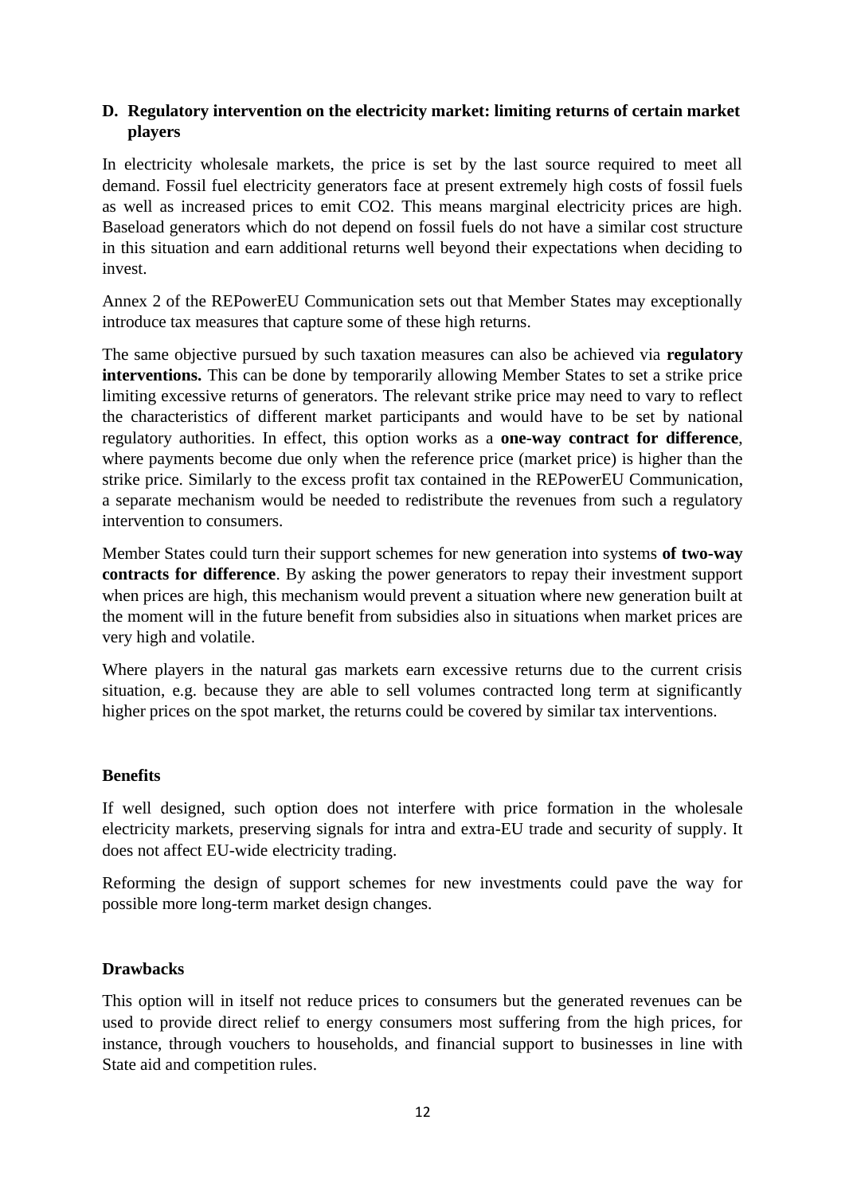## D. Regulatory intervention on the electricity market: limiting returns of certain market players

In electricity wholesale markets, the price is set by the last source required to meet all demand. Fossil fuel electricity generators face at present extremely high costs of fossil fuels as well as increased prices to emit $CO_2$. This means marginal electricity prices are high. Baseload generators which do not depend on fossil fuels do not have a similar cost structure in this situation and earn additional returns well beyond their expectations when deciding to invest.

Annex 2 of the REPowerEU Communication sets out that Member States may exceptionally introduce tax measures that capture some of these high returns.

The same objective pursued by such taxation measures can also be achieved via **regulatory interventions.** This can be done by temporarily allowing Member States to set a strike price limiting excessive returns of generators. The relevant strike price may need to vary to reflect the characteristics of different market participants and would have to be set by national regulatory authorities. In effect, this option works as a **one-way contract for difference**, where payments become due only when the reference price (market price) is higher than the strike price. Similarly to the excess profit tax contained in the REPowerEU Communication, a separate mechanism would be needed to redistribute the revenues from such a regulatory intervention to consumers.

Member States could turn their support schemes for new generation into systems **of two-way contracts for difference**. By asking the power generators to repay their investment support when prices are high, this mechanism would prevent a situation where new generation built at the moment will in the future benefit from subsidies also in situations when market prices are very high and volatile.

Where players in the natural gas markets earn excessive returns due to the current crisis situation, e.g. because they are able to sell volumes contracted long term at significantly higher prices on the spot market, the returns could be covered by similar tax interventions.

### Benefits

If well designed, such option does not interfere with price formation in the wholesale electricity markets, preserving signals for intra and extra-EU trade and security of supply. It does not affect EU-wide electricity trading.

Reforming the design of support schemes for new investments could pave the way for possible more long-term market design changes.

### Drawbacks

This option will in itself not reduce prices to consumers but the generated revenues can be used to provide direct relief to energy consumers most suffering from the high prices, for instance, through vouchers to households, and financial support to businesses in line with State aid and competition rules.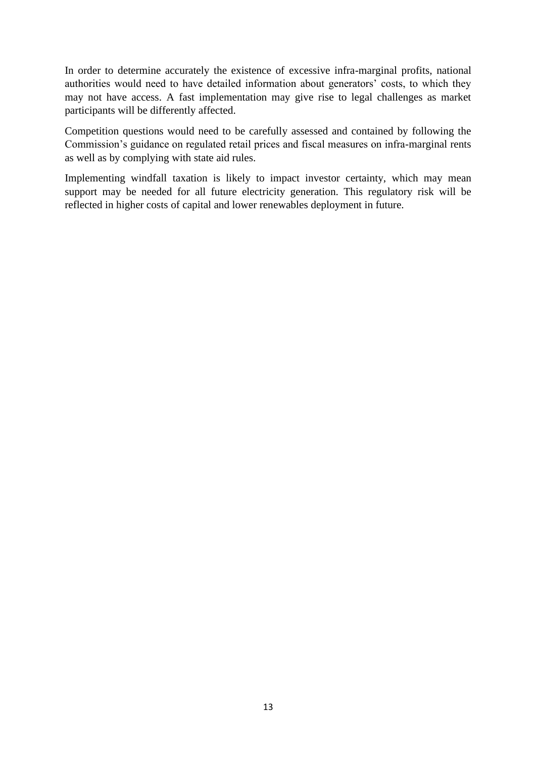In order to determine accurately the existence of excessive infra-marginal profits, national authorities would need to have detailed information about generators' costs, to which they may not have access. A fast implementation may give rise to legal challenges as market participants will be differently affected.

Competition questions would need to be carefully assessed and contained by following the Commission's guidance on regulated retail prices and fiscal measures on infra-marginal rents as well as by complying with state aid rules.

Implementing windfall taxation is likely to impact investor certainty, which may mean support may be needed for all future electricity generation. This regulatory risk will be reflected in higher costs of capital and lower renewables deployment in future.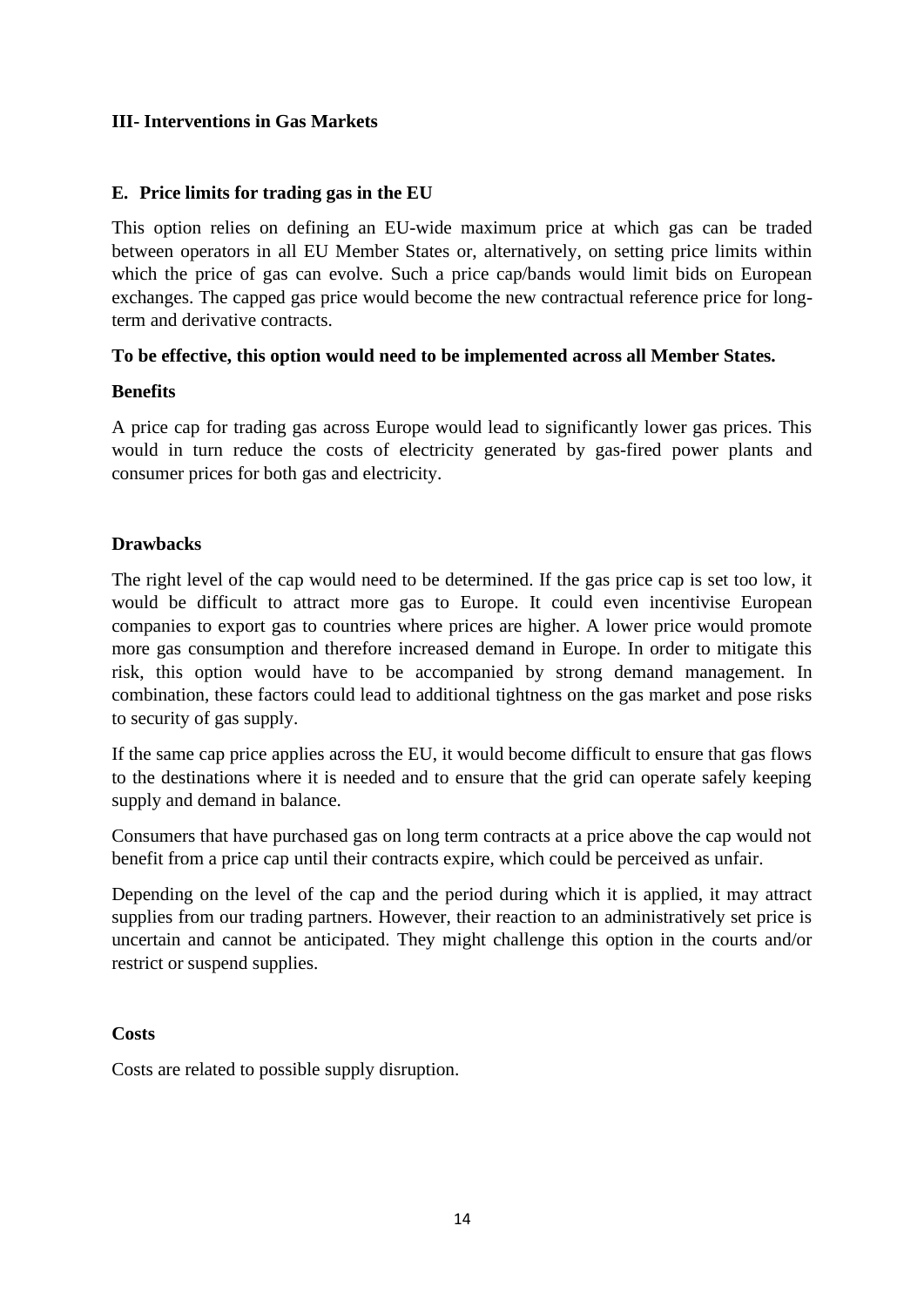## III- Interventions in Gas Markets

### E. Price limits for trading gas in the EU

This option relies on defining an EU-wide maximum price at which gas can be traded between operators in all EU Member States or, alternatively, on setting price limits within which the price of gas can evolve. Such a price cap/bands would limit bids on European exchanges. The capped gas price would become the new contractual reference price for long-term and derivative contracts.

**To be effective, this option would need to be implemented across all Member States.**

**Benefits**

A price cap for trading gas across Europe would lead to significantly lower gas prices. This would in turn reduce the costs of electricity generated by gas-fired power plants and consumer prices for both gas and electricity.

**Drawbacks**

The right level of the cap would need to be determined. If the gas price cap is set too low, it would be difficult to attract more gas to Europe. It could even incentivise European companies to export gas to countries where prices are higher. A lower price would promote more gas consumption and therefore increased demand in Europe. In order to mitigate this risk, this option would have to be accompanied by strong demand management. In combination, these factors could lead to additional tightness on the gas market and pose risks to security of gas supply.

If the same cap price applies across the EU, it would become difficult to ensure that gas flows to the destinations where it is needed and to ensure that the grid can operate safely keeping supply and demand in balance.

Consumers that have purchased gas on long term contracts at a price above the cap would not benefit from a price cap until their contracts expire, which could be perceived as unfair.

Depending on the level of the cap and the period during which it is applied, it may attract supplies from our trading partners. However, their reaction to an administratively set price is uncertain and cannot be anticipated. They might challenge this option in the courts and/or restrict or suspend supplies.

**Costs**

Costs are related to possible supply disruption.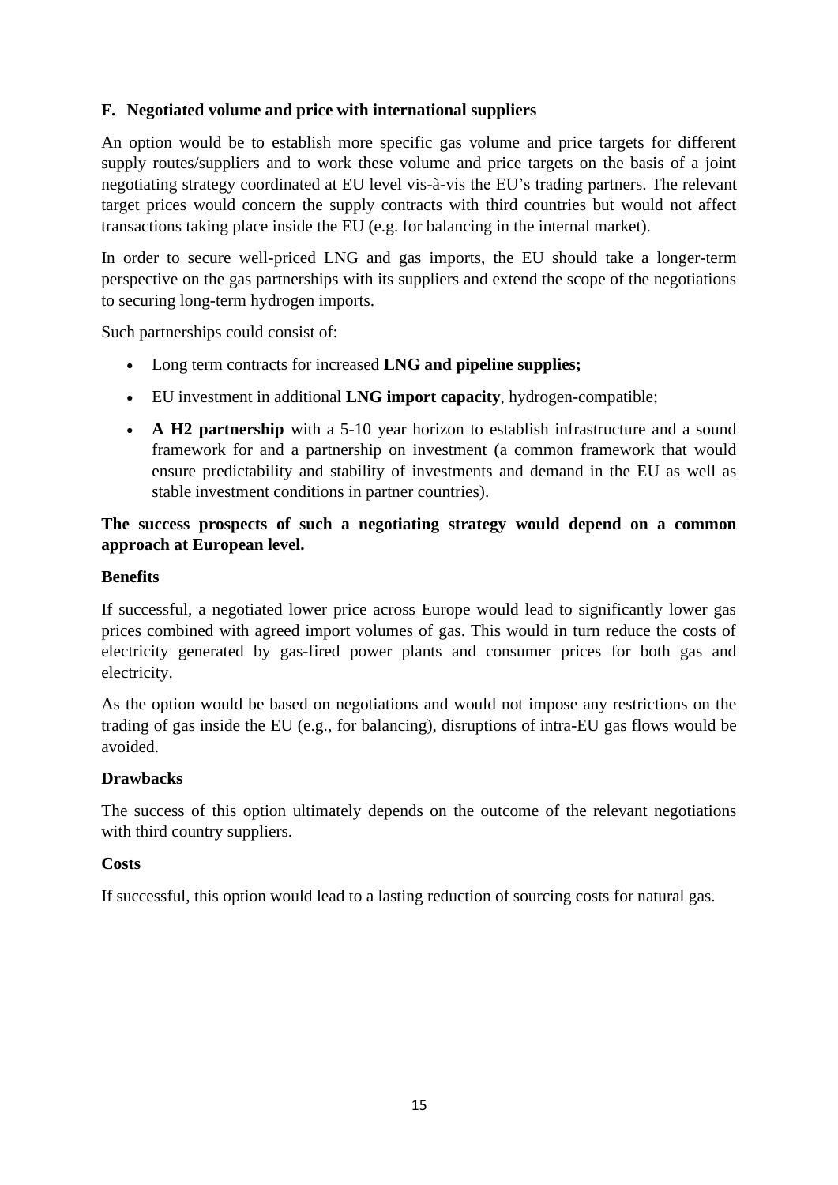### F. Negotiated volume and price with international suppliers

An option would be to establish more specific gas volume and price targets for different supply routes/suppliers and to work these volume and price targets on the basis of a joint negotiating strategy coordinated at EU level vis-à-vis the EU's trading partners. The relevant target prices would concern the supply contracts with third countries but would not affect transactions taking place inside the EU (e.g. for balancing in the internal market).

In order to secure well-priced LNG and gas imports, the EU should take a longer-term perspective on the gas partnerships with its suppliers and extend the scope of the negotiations to securing long-term hydrogen imports.

Such partnerships could consist of:

- Long term contracts for increased **LNG and pipeline supplies;**
- EU investment in additional **LNG import capacity**, hydrogen-compatible;
- **A H2 partnership** with a 5-10 year horizon to establish infrastructure and a sound framework for and a partnership on investment (a common framework that would ensure predictability and stability of investments and demand in the EU as well as stable investment conditions in partner countries).

**The success prospects of such a negotiating strategy would depend on a common approach at European level.**

**Benefits**

If successful, a negotiated lower price across Europe would lead to significantly lower gas prices combined with agreed import volumes of gas. This would in turn reduce the costs of electricity generated by gas-fired power plants and consumer prices for both gas and electricity.

As the option would be based on negotiations and would not impose any restrictions on the trading of gas inside the EU (e.g., for balancing), disruptions of intra-EU gas flows would be avoided.

**Drawbacks**

The success of this option ultimately depends on the outcome of the relevant negotiations with third country suppliers.

**Costs**

If successful, this option would lead to a lasting reduction of sourcing costs for natural gas.